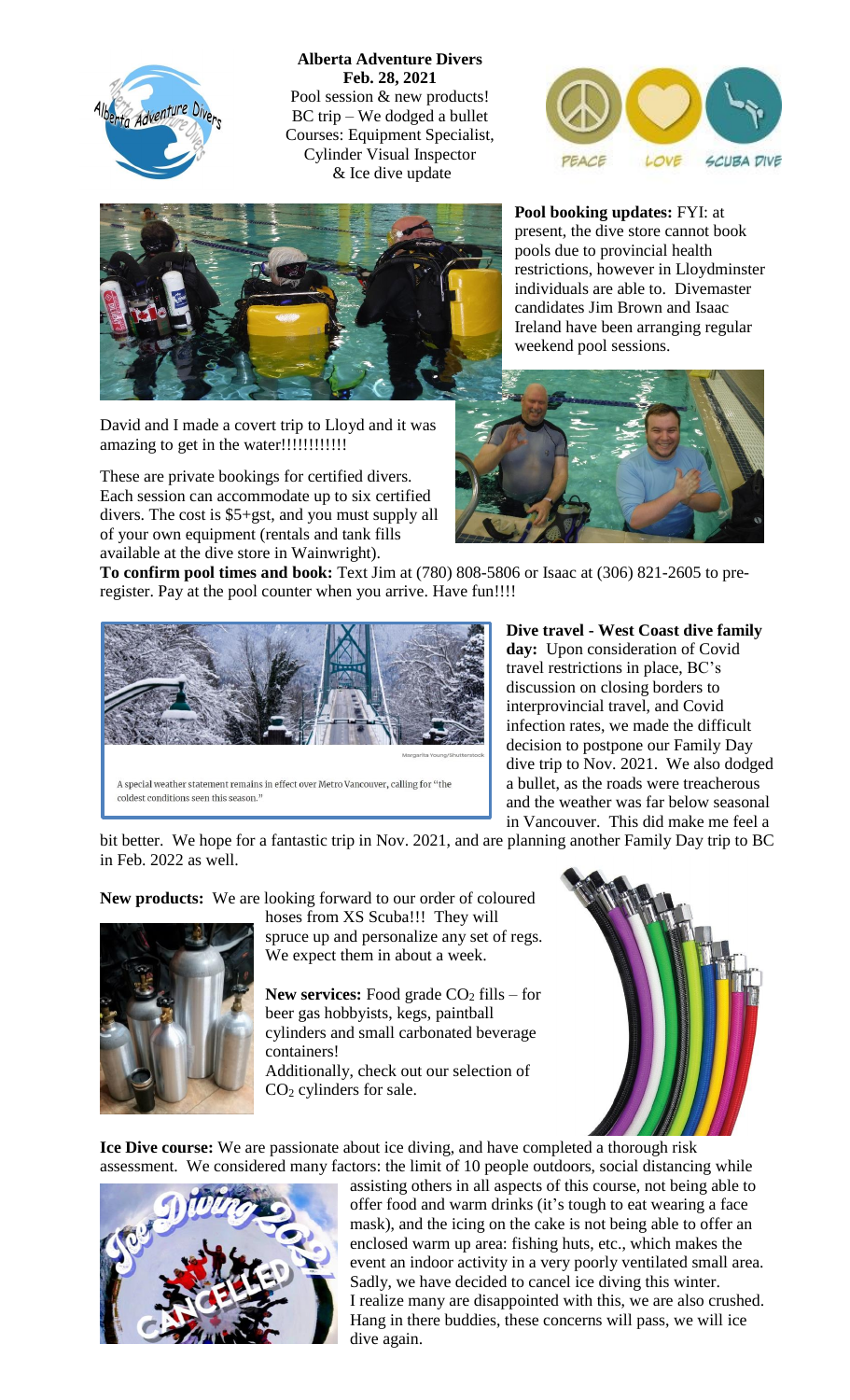**Alberta Adventure Divers**
**Feb. 28, 2021**

Pool session & new products!
BC trip – We dodged a bullet
Courses: Equipment Specialist, Cylinder Visual Inspector & Ice dive update

**Pool booking updates:** FYI: at present, the dive store cannot book pools due to provincial health restrictions, however in Lloydminster individuals are able to. Divemaster candidates Jim Brown and Isaac Ireland have been arranging regular weekend pool sessions.

David and I made a covert trip to Lloyd and it was amazing to get in the water!!!!!!!!!!!!

These are private bookings for certified divers. Each session can accommodate up to six certified divers. The cost is $5+gst, and you must supply all of your own equipment (rentals and tank fills available at the dive store in Wainwright).

**To confirm pool times and book:** Text Jim at (780) 808-5806 or Isaac at (306) 821-2605 to pre-register. Pay at the pool counter when you arrive. Have fun!!!!

A special weather statement remains in effect over Metro Vancouver, calling for "the coldest conditions seen this season."

**Dive travel - West Coast dive family day:** Upon consideration of Covid travel restrictions in place, BC's discussion on closing borders to interprovincial travel, and Covid infection rates, we made the difficult decision to postpone our Family Day dive trip to Nov. 2021. We also dodged a bullet, as the roads were treacherous and the weather was far below seasonal in Vancouver. This did make me feel a bit better. We hope for a fantastic trip in Nov. 2021, and are planning another Family Day trip to BC in Feb. 2022 as well.

**New products:** We are looking forward to our order of coloured hoses from XS Scuba!!! They will spruce up and personalize any set of regs. We expect them in about a week.

**New services:** Food grade $CO_2$ fills – for beer gas hobbyists, kegs, paintball cylinders and small carbonated beverage containers!
Additionally, check out our selection of $CO_2$ cylinders for sale.

**Ice Dive course:** We are passionate about ice diving, and have completed a thorough risk assessment. We considered many factors: the limit of 10 people outdoors, social distancing while assisting others in all aspects of this course, not being able to offer food and warm drinks (it's tough to eat wearing a face mask), and the icing on the cake is not being able to offer an enclosed warm up area: fishing huts, etc., which makes the event an indoor activity in a very poorly ventilated small area. Sadly, we have decided to cancel ice diving this winter.
I realize many are disappointed with this, we are also crushed. Hang in there buddies, these concerns will pass, we will ice dive again.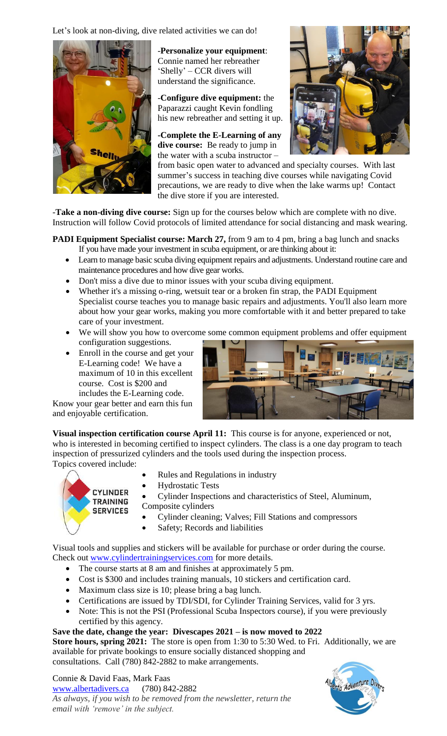Let's look at non-diving, dive related activities we can do!

-**Personalize your equipment**: Connie named her rebreather 'Shelly' – CCR divers will understand the significance.

-**Configure dive equipment:** the Paparazzi caught Kevin fondling his new rebreather and setting it up.

-**Complete the E-Learning of any dive course:** Be ready to jump in the water with a scuba instructor – from basic open water to advanced and specialty courses. With last summer's success in teaching dive courses while navigating Covid precautions, we are ready to dive when the lake warms up! Contact the dive store if you are interested.

-**Take a non-diving dive course:** Sign up for the courses below which are complete with no dive. Instruction will follow Covid protocols of limited attendance for social distancing and mask wearing.

**PADI Equipment Specialist course: March 27,** from 9 am to 4 pm, bring a bag lunch and snacks

If you have made your investment in scuba equipment, or are thinking about it:

- Learn to manage basic scuba diving equipment repairs and adjustments. Understand routine care and maintenance procedures and how dive gear works.
- Don't miss a dive due to minor issues with your scuba diving equipment.
- Whether it's a missing o-ring, wetsuit tear or a broken fin strap, the PADI Equipment Specialist course teaches you to manage basic repairs and adjustments. You'll also learn more about how your gear works, making you more comfortable with it and better prepared to take care of your investment.
- We will show you how to overcome some common equipment problems and offer equipment configuration suggestions.
- Enroll in the course and get your E-Learning code! We have a maximum of 10 in this excellent course. Cost is $200 and includes the E-Learning code.

Know your gear better and earn this fun and enjoyable certification.

**Visual inspection certification course April 11:** This course is for anyone, experienced or not, who is interested in becoming certified to inspect cylinders. The class is a one day program to teach inspection of pressurized cylinders and the tools used during the inspection process.

Topics covered include:

- Rules and Regulations in industry
- Hydrostatic Tests
- Cylinder Inspections and characteristics of Steel, Aluminum, Composite cylinders
- Cylinder cleaning; Valves; Fill Stations and compressors
- Safety; Records and liabilities

Visual tools and supplies and stickers will be available for purchase or order during the course. Check out www.cylindertrainingservices.com for more details.

- The course starts at 8 am and finishes at approximately 5 pm.
- Cost is $300 and includes training manuals, 10 stickers and certification card.
- Maximum class size is 10; please bring a bag lunch.
- Certifications are issued by TDI/SDI, for Cylinder Training Services, valid for 3 yrs.
- Note: This is not the PSI (Professional Scuba Inspectors course), if you were previously certified by this agency.

**Save the date, change the year: Divescapes 2021 – is now moved to 2022**

**Store hours, spring 2021:** The store is open from 1:30 to 5:30 Wed. to Fri. Additionally, we are available for private bookings to ensure socially distanced shopping and consultations. Call (780) 842-2882 to make arrangements.

Connie & David Faas, Mark Faas
www.albertadivers.ca (780) 842-2882
*As always, if you wish to be removed from the newsletter, return the email with 'remove' in the subject.*